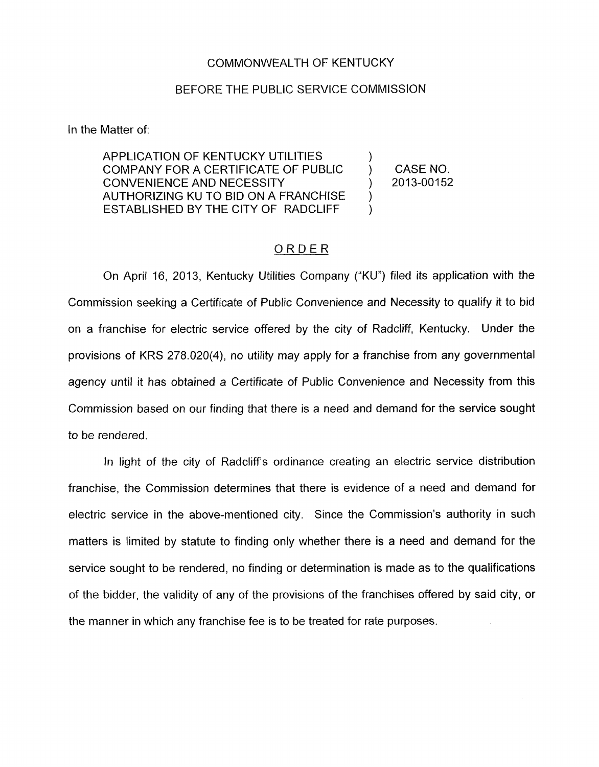COMMONWEALTH OF KENTUCKY

BEFORE THE PUBLIC SERVICE COMMISSION

In the Matter of:

| | | |
|---|---|---|
| APPLICATION OF KENTUCKY UTILITIES COMPANY FOR A CERTIFICATE OF PUBLIC CONVENIENCE AND NECESSITY AUTHORIZING KU TO BID ON A FRANCHISE ESTABLISHED BY THE CITY OF RADCLIFF | ) ) ) ) ) | CASE NO. 2013-00152 |

## ORDER

On April 16, 2013, Kentucky Utilities Company ("KU") filed its application with the Commission seeking a Certificate of Public Convenience and Necessity to qualify it to bid on a franchise for electric service offered by the city of Radcliff, Kentucky. Under the provisions of KRS 278.020(4), no utility may apply for a franchise from any governmental agency until it has obtained a Certificate of Public Convenience and Necessity from this Commission based on our finding that there is a need and demand for the service sought to be rendered.

In light of the city of Radcliff's ordinance creating an electric service distribution franchise, the Commission determines that there is evidence of a need and demand for electric service in the above-mentioned city. Since the Commission's authority in such matters is limited by statute to finding only whether there is a need and demand for the service sought to be rendered, no finding or determination is made as to the qualifications of the bidder, the validity of any of the provisions of the franchises offered by said city, or the manner in which any franchise fee is to be treated for rate purposes.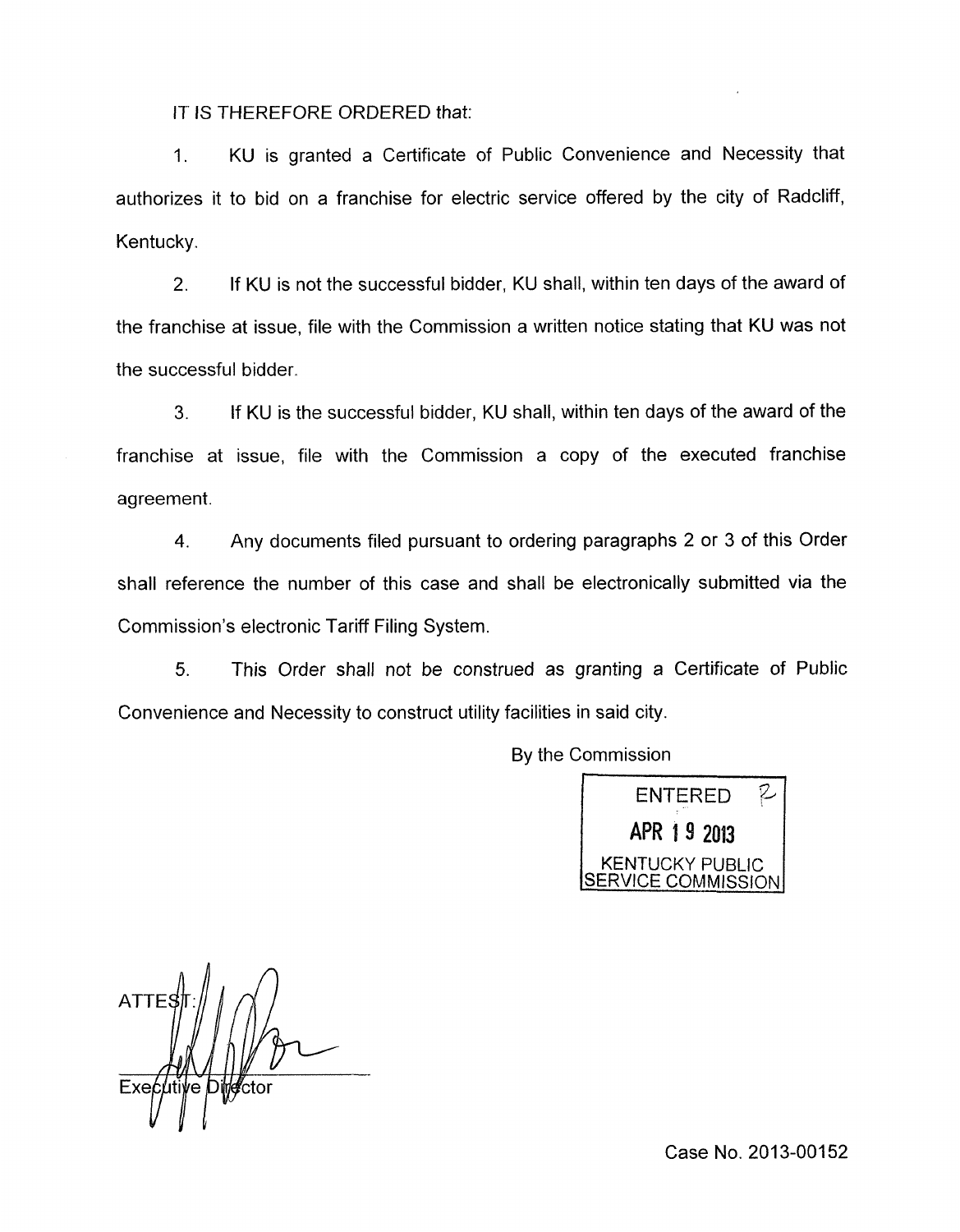IT IS THEREFORE ORDERED that:

1. KU is granted a Certificate of Public Convenience and Necessity that authorizes it to bid on a franchise for electric service offered by the city of Radcliff, Kentucky.

2. If KU is not the successful bidder, KU shall, within ten days of the award of the franchise at issue, file with the Commission a written notice stating that KU was not the successful bidder.

3. If KU is the successful bidder, KU shall, within ten days of the award of the franchise at issue, file with the Commission a copy of the executed franchise agreement.

4. Any documents filed pursuant to ordering paragraphs 2 or 3 of this Order shall reference the number of this case and shall be electronically submitted via the Commission's electronic Tariff Filing System.

5. This Order shall not be construed as granting a Certificate of Public Convenience and Necessity to construct utility facilities in said city.

By the Commission

ENTERED
APR 19 2013
KENTUCKY PUBLIC SERVICE COMMISSION

ATTEST:

Executive Director

Case No. 2013-00152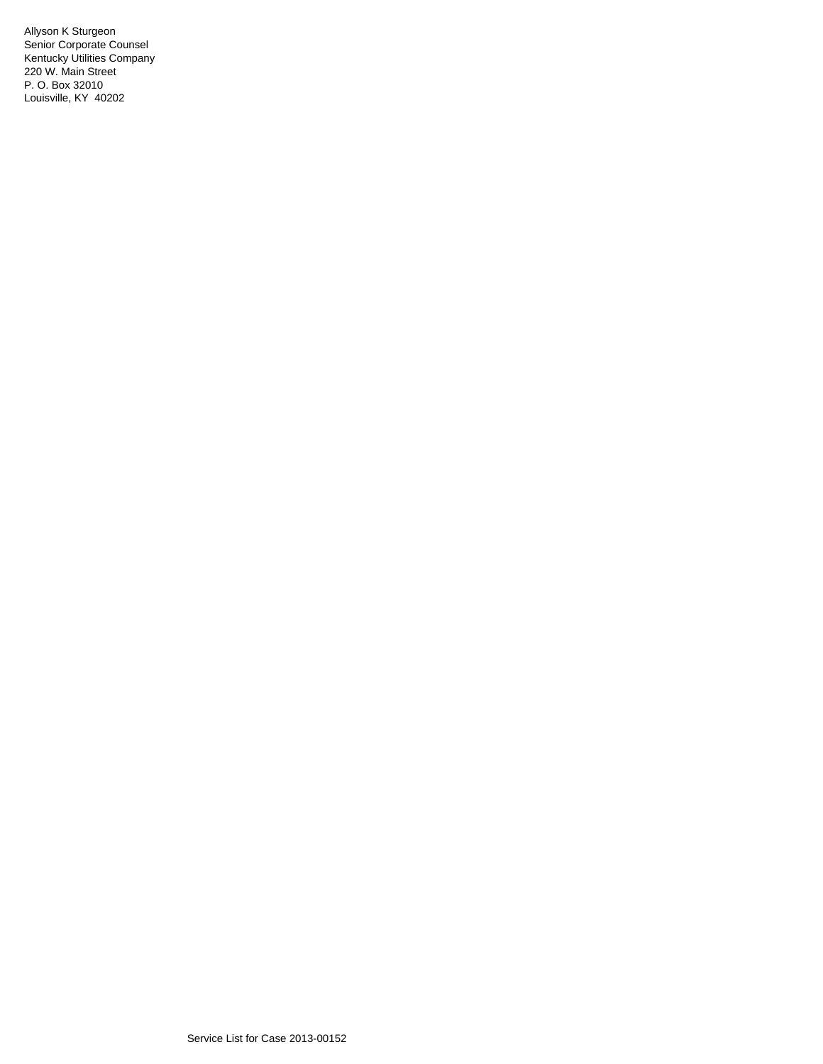Allyson K Sturgeon
Senior Corporate Counsel
Kentucky Utilities Company
220 W. Main Street
P. O. Box 32010
Louisville, KY  40202